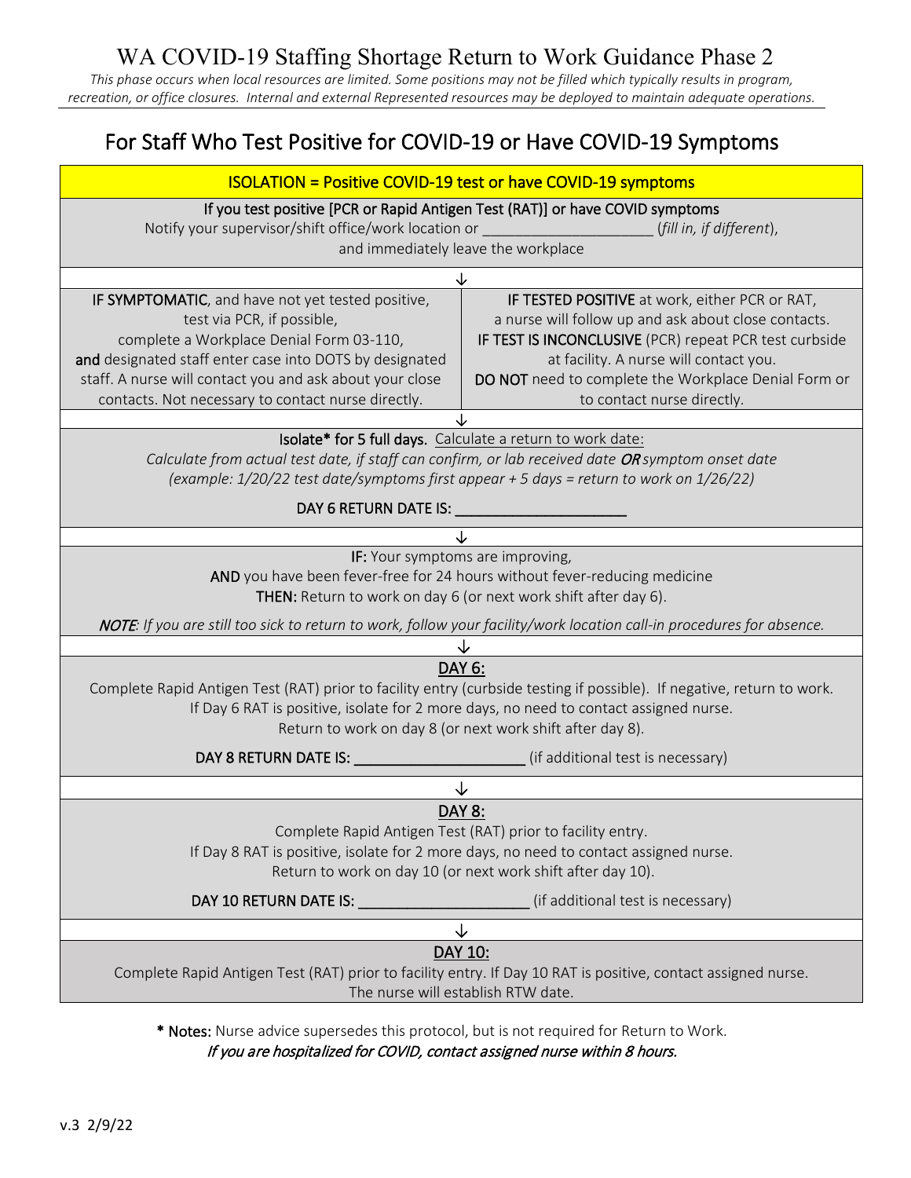# WA COVID-19 Staffing Shortage Return to Work Guidance Phase 2

*This phase occurs when local resources are limited. Some positions may not be filled which typically results in program, recreation, or office closures. Internal and external Represented resources may be deployed to maintain adequate operations.*

## For Staff Who Test Positive for COVID-19 or Have COVID-19 Symptoms

**ISOLATION = Positive COVID-19 test or have COVID-19 symptoms**

**If you test positive [PCR or Rapid Antigen Test (RAT)] or have COVID symptoms**
Notify your supervisor/shift office/work location or ____________________ (*fill in, if different*), and immediately leave the workplace

↓

| | |
|---|---|
| **IF SYMPTOMATIC**, and have not yet tested positive, test via PCR, if possible, complete a Workplace Denial Form 03-110, **and** designated staff enter case into DOTS by designated staff. A nurse will contact you and ask about your close contacts. Not necessary to contact nurse directly. | **IF TESTED POSITIVE** at work, either PCR or RAT, a nurse will follow up and ask about close contacts. **IF TEST IS INCONCLUSIVE** (PCR) repeat PCR test curbside at facility. A nurse will contact you. **DO NOT** need to complete the Workplace Denial Form or to contact nurse directly. |

↓

**Isolate* for 5 full days.** Calculate a return to work date:
*Calculate from actual test date, if staff can confirm, or lab received date **OR** symptom onset date (example: 1/20/22 test date/symptoms first appear + 5 days = return to work on 1/26/22)*

**DAY 6 RETURN DATE IS:** ____________________

↓

**IF:** Your symptoms are improving,
**AND** you have been fever-free for 24 hours without fever-reducing medicine
**THEN:** Return to work on day 6 (or next work shift after day 6).

***NOTE**: If you are still too sick to return to work, follow your facility/work location call-in procedures for absence.*

↓

**DAY 6:**
Complete Rapid Antigen Test (RAT) prior to facility entry (curbside testing if possible). If negative, return to work.
If Day 6 RAT is positive, isolate for 2 more days, no need to contact assigned nurse.
Return to work on day 8 (or next work shift after day 8).

**DAY 8 RETURN DATE IS:** ____________________ (if additional test is necessary)

↓

**DAY 8:**
Complete Rapid Antigen Test (RAT) prior to facility entry.
If Day 8 RAT is positive, isolate for 2 more days, no need to contact assigned nurse.
Return to work on day 10 (or next work shift after day 10).

**DAY 10 RETURN DATE IS:** ____________________ (if additional test is necessary)

↓

**DAY 10:**
Complete Rapid Antigen Test (RAT) prior to facility entry. If Day 10 RAT is positive, contact assigned nurse.
The nurse will establish RTW date.

**\* Notes:** Nurse advice supersedes this protocol, but is not required for Return to Work.
*If you are hospitalized for COVID, contact assigned nurse within 8 hours.*

v.3 2/9/22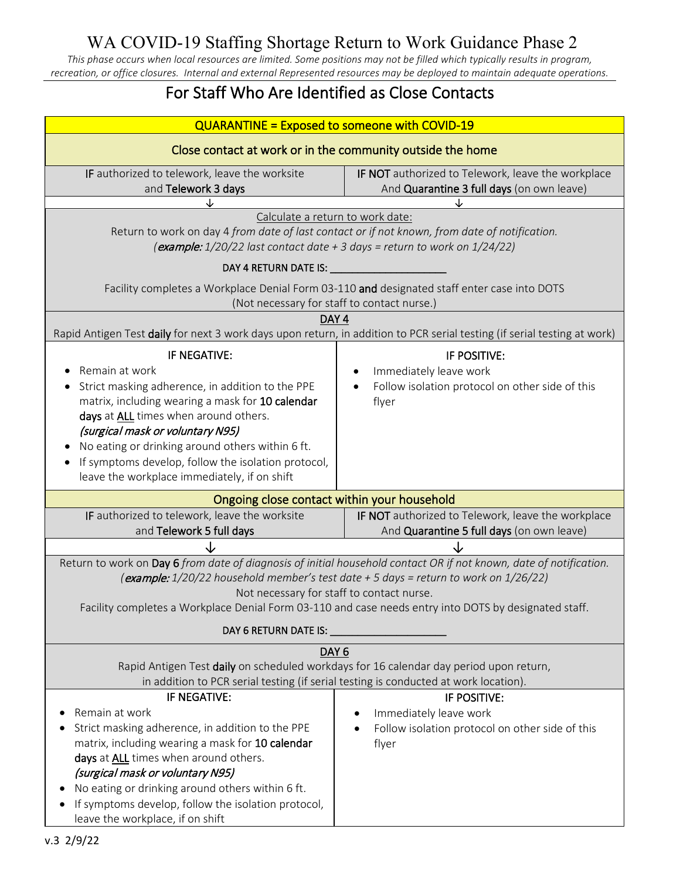# WA COVID-19 Staffing Shortage Return to Work Guidance Phase 2

*This phase occurs when local resources are limited. Some positions may not be filled which typically results in program, recreation, or office closures. Internal and external Represented resources may be deployed to maintain adequate operations.*

## For Staff Who Are Identified as Close Contacts

### QUARANTINE = Exposed to someone with COVID-19

#### Close contact at work or in the community outside the home

| **IF** authorized to telework, leave the worksite and **Telework 3 days** | **IF NOT** authorized to Telework, leave the workplace And **Quarantine 3 full days** (on own leave) |
|---|---|
| ↓ | ↓ |

Calculate a return to work date:

Return to work on day 4 *from date of last contact or if not known, from date of notification.*

*(**example:** 1/20/22 last contact date + 3 days = return to work on 1/24/22)*

DAY 4 RETURN DATE IS: ____________________

Facility completes a Workplace Denial Form 03-110 **and** designated staff enter case into DOTS (Not necessary for staff to contact nurse.)

DAY 4

Rapid Antigen Test **daily** for next 3 work days upon return, in addition to PCR serial testing (if serial testing at work)

| IF NEGATIVE: | IF POSITIVE: |
|---|---|
| • Remain at work<br>• Strict masking adherence, in addition to the PPE matrix, including wearing a mask for **10 calendar days** at ALL times when around others. ***(surgical mask or voluntary N95)***<br>• No eating or drinking around others within 6 ft.<br>• If symptoms develop, follow the isolation protocol, leave the workplace immediately, if on shift | • Immediately leave work<br>• Follow isolation protocol on other side of this flyer |

#### Ongoing close contact within your household

| **IF** authorized to telework, leave the worksite and **Telework 5 full days** | **IF NOT** authorized to Telework, leave the workplace And **Quarantine 5 full days** (on own leave) |
|---|---|
| ↓ | ↓ |

Return to work on **Day 6** *from date of diagnosis of initial household contact OR if not known, date of notification.*

*(**example:** 1/20/22 household member's test date + 5 days = return to work on 1/26/22)*

Not necessary for staff to contact nurse.

Facility completes a Workplace Denial Form 03-110 and case needs entry into DOTS by designated staff.

DAY 6 RETURN DATE IS: ____________________

DAY 6

Rapid Antigen Test **daily** on scheduled workdays for 16 calendar day period upon return, in addition to PCR serial testing (if serial testing is conducted at work location).

| IF NEGATIVE: | IF POSITIVE: |
|---|---|
| • Remain at work<br>• Strict masking adherence, in addition to the PPE matrix, including wearing a mask for **10 calendar days** at ALL times when around others. ***(surgical mask or voluntary N95)***<br>• No eating or drinking around others within 6 ft.<br>• If symptoms develop, follow the isolation protocol, leave the workplace, if on shift | • Immediately leave work<br>• Follow isolation protocol on other side of this flyer |

v.3 2/9/22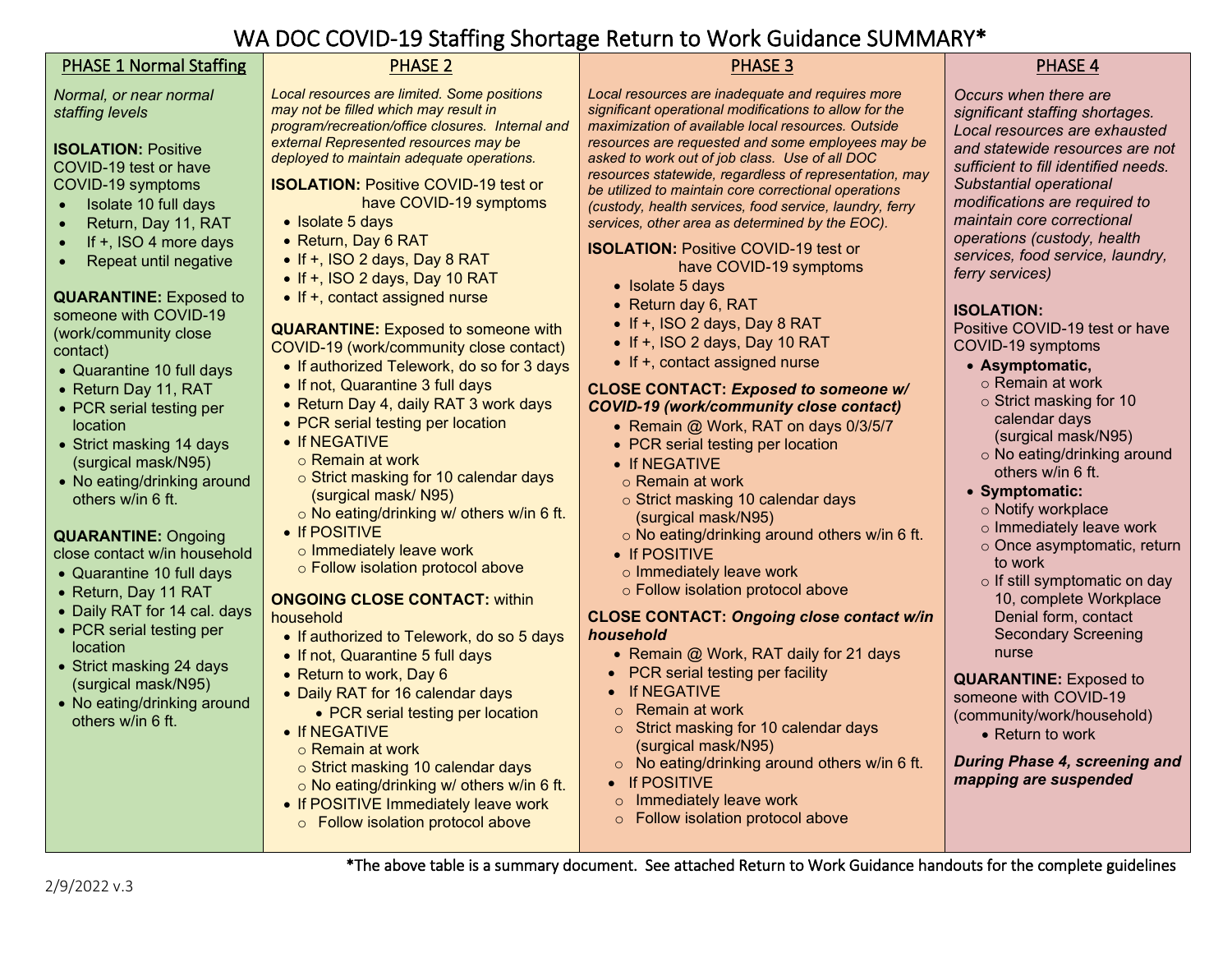# WA DOC COVID-19 Staffing Shortage Return to Work Guidance SUMMARY*

## PHASE 1 Normal Staffing

*Normal, or near normal staffing levels*

**ISOLATION:** Positive COVID-19 test or have COVID-19 symptoms

- Isolate 10 full days
- Return, Day 11, RAT
- If +, ISO 4 more days
- Repeat until negative

**QUARANTINE:** Exposed to someone with COVID-19 (work/community close contact)

- Quarantine 10 full days
- Return Day 11, RAT
- PCR serial testing per location
- Strict masking 14 days (surgical mask/N95)
- No eating/drinking around others w/in 6 ft.

**QUARANTINE:** Ongoing close contact w/in household

- Quarantine 10 full days
- Return, Day 11 RAT
- Daily RAT for 14 cal. days
- PCR serial testing per location
- Strict masking 24 days (surgical mask/N95)
- No eating/drinking around others w/in 6 ft.

## PHASE 2

*Local resources are limited. Some positions may not be filled which may result in program/recreation/office closures. Internal and external Represented resources may be deployed to maintain adequate operations.*

**ISOLATION:** Positive COVID-19 test or have COVID-19 symptoms

- Isolate 5 days
- Return, Day 6 RAT
- If +, ISO 2 days, Day 8 RAT
- If +, ISO 2 days, Day 10 RAT
- If +, contact assigned nurse

**QUARANTINE:** Exposed to someone with COVID-19 (work/community close contact)

- If authorized Telework, do so for 3 days
- If not, Quarantine 3 full days
- Return Day 4, daily RAT 3 work days
- PCR serial testing per location
- If NEGATIVE
  - Remain at work
  - Strict masking for 10 calendar days (surgical mask/ N95)
  - No eating/drinking w/ others w/in 6 ft.
- If POSITIVE
  - Immediately leave work
  - Follow isolation protocol above

**ONGOING CLOSE CONTACT:** within household

- If authorized to Telework, do so 5 days
- If not, Quarantine 5 full days
- Return to work, Day 6
- Daily RAT for 16 calendar days
  - PCR serial testing per location
- If NEGATIVE
  - Remain at work
  - Strict masking 10 calendar days
  - No eating/drinking w/ others w/in 6 ft.
- If POSITIVE Immediately leave work
  - Follow isolation protocol above

## PHASE 3

*Local resources are inadequate and requires more significant operational modifications to allow for the maximization of available local resources. Outside resources are requested and some employees may be asked to work out of job class. Use of all DOC resources statewide, regardless of representation, may be utilized to maintain core correctional operations (custody, health services, food service, laundry, ferry services, other area as determined by the EOC).*

**ISOLATION:** Positive COVID-19 test or have COVID-19 symptoms

- Isolate 5 days
- Return day 6, RAT
- If +, ISO 2 days, Day 8 RAT
- If +, ISO 2 days, Day 10 RAT
- If +, contact assigned nurse

**CLOSE CONTACT:** ***Exposed to someone w/ COVID-19 (work/community close contact)***

- Remain @ Work, RAT on days 0/3/5/7
- PCR serial testing per location
- If NEGATIVE
  - Remain at work
  - Strict masking 10 calendar days (surgical mask/N95)
  - No eating/drinking around others w/in 6 ft.
- If POSITIVE
  - Immediately leave work
  - Follow isolation protocol above

**CLOSE CONTACT:** ***Ongoing close contact w/in household***

- Remain @ Work, RAT daily for 21 days
- PCR serial testing per facility
- If NEGATIVE
  - Remain at work
  - Strict masking for 10 calendar days (surgical mask/N95)
  - No eating/drinking around others w/in 6 ft.
- If POSITIVE
  - Immediately leave work
  - Follow isolation protocol above

## PHASE 4

*Occurs when there are significant staffing shortages. Local resources are exhausted and statewide resources are not sufficient to fill identified needs. Substantial operational modifications are required to maintain core correctional operations (custody, health services, food service, laundry, ferry services)*

**ISOLATION:**
Positive COVID-19 test or have COVID-19 symptoms

- **Asymptomatic,**
  - Remain at work
  - Strict masking for 10 calendar days (surgical mask/N95)
  - No eating/drinking around others w/in 6 ft.
- **Symptomatic:**
  - Notify workplace
  - Immediately leave work
  - Once asymptomatic, return to work
  - If still symptomatic on day 10, complete Workplace Denial form, contact Secondary Screening nurse

**QUARANTINE:** Exposed to someone with COVID-19 (community/work/household)

- Return to work

***During Phase 4, screening and mapping are suspended***

*The above table is a summary document. See attached Return to Work Guidance handouts for the complete guidelines

2/9/2022 v.3